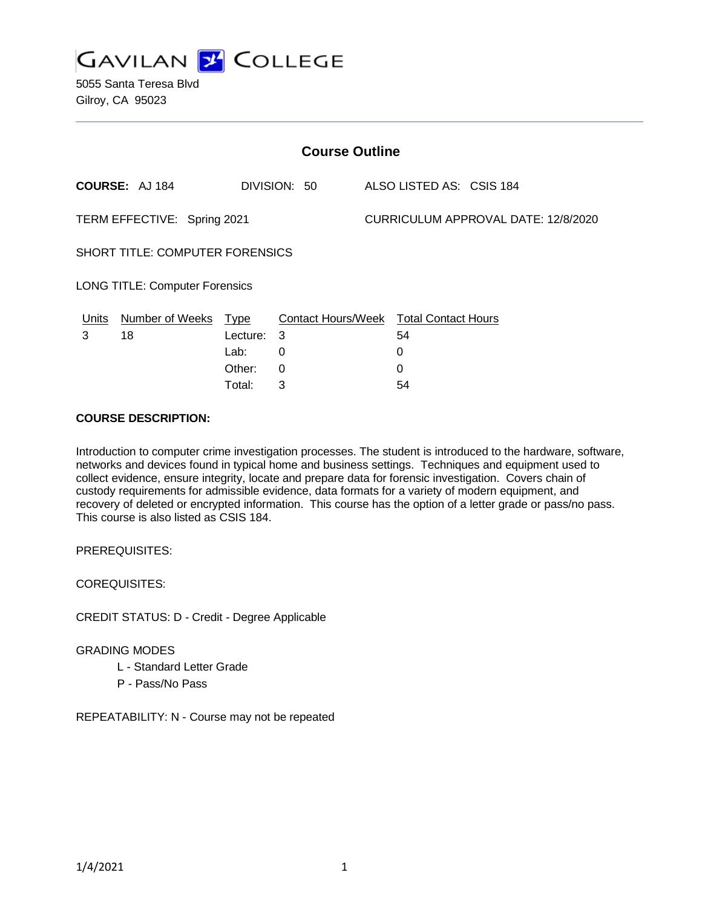GAVILAN COLLEGE

5055 Santa Teresa Blvd
Gilroy, CA 95023

## Course Outline

**COURSE:** AJ 184 DIVISION: 50 ALSO LISTED AS: CSIS 184

TERM EFFECTIVE: Spring 2021 CURRICULUM APPROVAL DATE: 12/8/2020

SHORT TITLE: COMPUTER FORENSICS

LONG TITLE: Computer Forensics

| Units | Number of Weeks | Type | Contact Hours/Week | Total Contact Hours |
|---|---|---|---|---|
| 3 | 18 | Lecture: | 3 | 54 |
| | | Lab: | 0 | 0 |
| | | Other: | 0 | 0 |
| | | Total: | 3 | 54 |

**COURSE DESCRIPTION:**

Introduction to computer crime investigation processes. The student is introduced to the hardware, software, networks and devices found in typical home and business settings. Techniques and equipment used to collect evidence, ensure integrity, locate and prepare data for forensic investigation. Covers chain of custody requirements for admissible evidence, data formats for a variety of modern equipment, and recovery of deleted or encrypted information. This course has the option of a letter grade or pass/no pass. This course is also listed as CSIS 184.

PREREQUISITES:

COREQUISITES:

CREDIT STATUS: D - Credit - Degree Applicable

GRADING MODES

- L - Standard Letter Grade
- P - Pass/No Pass

REPEATABILITY: N - Course may not be repeated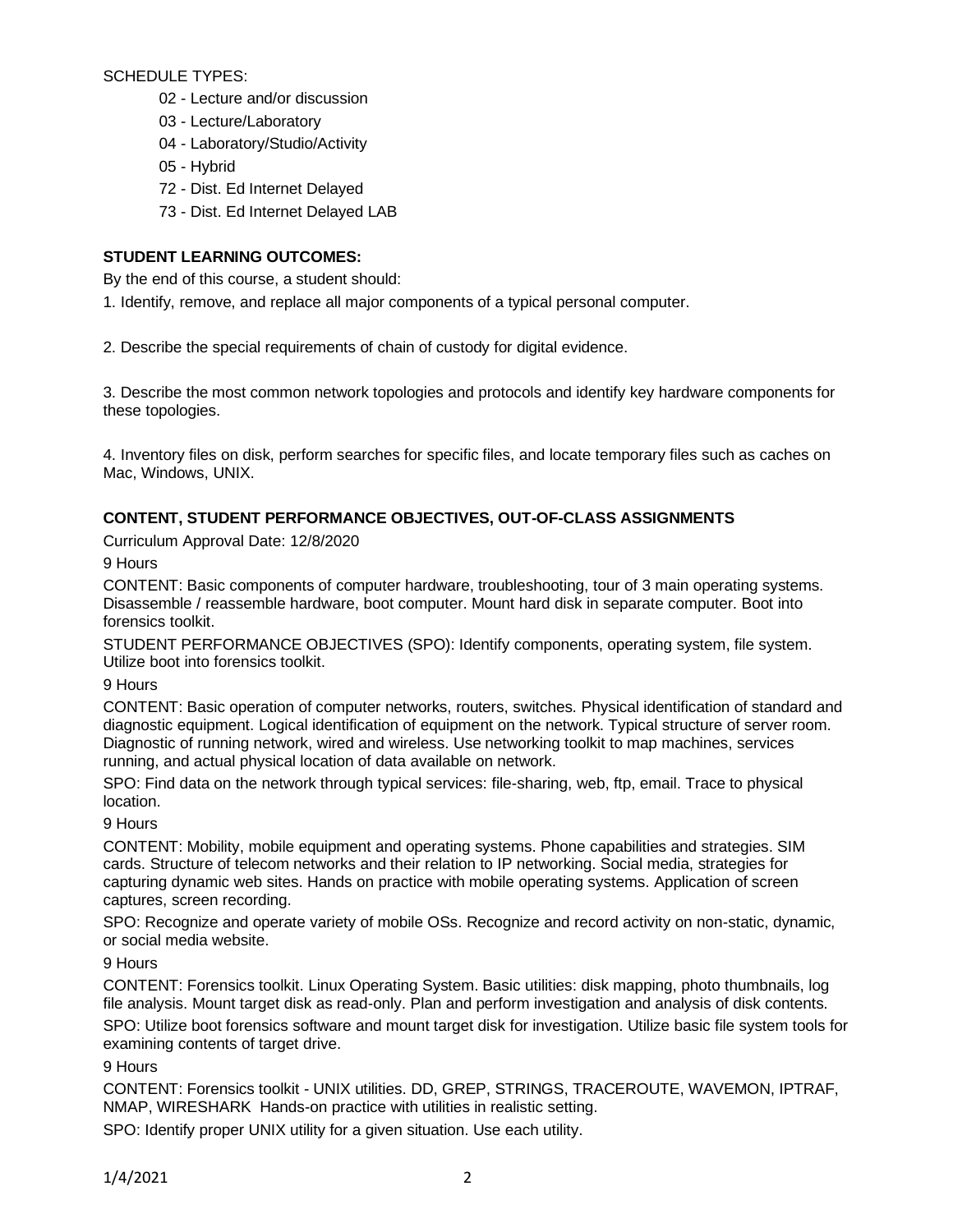SCHEDULE TYPES:

- 02 - Lecture and/or discussion
- 03 - Lecture/Laboratory
- 04 - Laboratory/Studio/Activity
- 05 - Hybrid
- 72 - Dist. Ed Internet Delayed
- 73 - Dist. Ed Internet Delayed LAB

**STUDENT LEARNING OUTCOMES:**

By the end of this course, a student should:

1. Identify, remove, and replace all major components of a typical personal computer.

2. Describe the special requirements of chain of custody for digital evidence.

3. Describe the most common network topologies and protocols and identify key hardware components for these topologies.

4. Inventory files on disk, perform searches for specific files, and locate temporary files such as caches on Mac, Windows, UNIX.

**CONTENT, STUDENT PERFORMANCE OBJECTIVES, OUT-OF-CLASS ASSIGNMENTS**

Curriculum Approval Date: 12/8/2020

9 Hours

CONTENT: Basic components of computer hardware, troubleshooting, tour of 3 main operating systems. Disassemble / reassemble hardware, boot computer. Mount hard disk in separate computer. Boot into forensics toolkit.

STUDENT PERFORMANCE OBJECTIVES (SPO): Identify components, operating system, file system. Utilize boot into forensics toolkit.

9 Hours

CONTENT: Basic operation of computer networks, routers, switches. Physical identification of standard and diagnostic equipment. Logical identification of equipment on the network. Typical structure of server room. Diagnostic of running network, wired and wireless. Use networking toolkit to map machines, services running, and actual physical location of data available on network.

SPO: Find data on the network through typical services: file-sharing, web, ftp, email. Trace to physical location.

9 Hours

CONTENT: Mobility, mobile equipment and operating systems. Phone capabilities and strategies. SIM cards. Structure of telecom networks and their relation to IP networking. Social media, strategies for capturing dynamic web sites. Hands on practice with mobile operating systems. Application of screen captures, screen recording.

SPO: Recognize and operate variety of mobile OSs. Recognize and record activity on non-static, dynamic, or social media website.

9 Hours

CONTENT: Forensics toolkit. Linux Operating System. Basic utilities: disk mapping, photo thumbnails, log file analysis. Mount target disk as read-only. Plan and perform investigation and analysis of disk contents.

SPO: Utilize boot forensics software and mount target disk for investigation. Utilize basic file system tools for examining contents of target drive.

9 Hours

CONTENT: Forensics toolkit - UNIX utilities. DD, GREP, STRINGS, TRACEROUTE, WAVEMON, IPTRAF, NMAP, WIRESHARK Hands-on practice with utilities in realistic setting.

SPO: Identify proper UNIX utility for a given situation. Use each utility.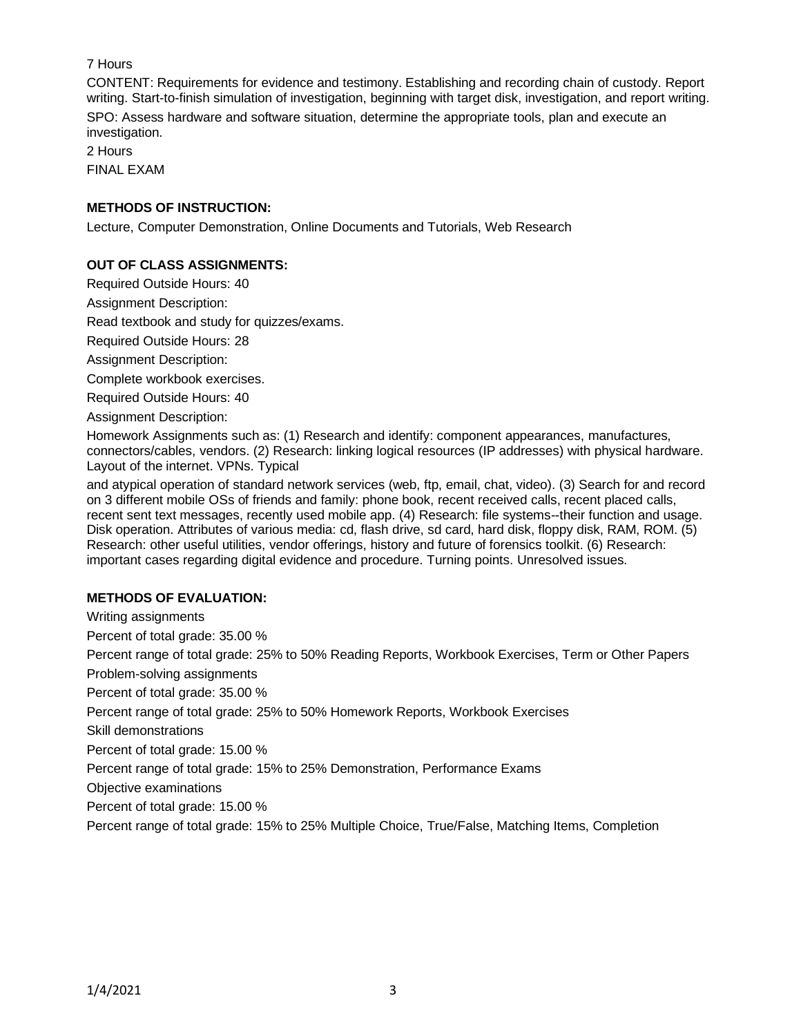7 Hours

CONTENT: Requirements for evidence and testimony. Establishing and recording chain of custody. Report writing. Start-to-finish simulation of investigation, beginning with target disk, investigation, and report writing.

SPO: Assess hardware and software situation, determine the appropriate tools, plan and execute an investigation.

2 Hours

FINAL EXAM

**METHODS OF INSTRUCTION:**

Lecture, Computer Demonstration, Online Documents and Tutorials, Web Research

**OUT OF CLASS ASSIGNMENTS:**

Required Outside Hours: 40

Assignment Description:

Read textbook and study for quizzes/exams.

Required Outside Hours: 28

Assignment Description:

Complete workbook exercises.

Required Outside Hours: 40

Assignment Description:

Homework Assignments such as: (1) Research and identify: component appearances, manufactures, connectors/cables, vendors. (2) Research: linking logical resources (IP addresses) with physical hardware. Layout of the internet. VPNs. Typical and atypical operation of standard network services (web, ftp, email, chat, video). (3) Search for and record on 3 different mobile OSs of friends and family: phone book, recent received calls, recent placed calls, recent sent text messages, recently used mobile app. (4) Research: file systems--their function and usage. Disk operation. Attributes of various media: cd, flash drive, sd card, hard disk, floppy disk, RAM, ROM. (5) Research: other useful utilities, vendor offerings, history and future of forensics toolkit. (6) Research: important cases regarding digital evidence and procedure. Turning points. Unresolved issues.

**METHODS OF EVALUATION:**

Writing assignments

Percent of total grade: 35.00 %

Percent range of total grade: 25% to 50% Reading Reports, Workbook Exercises, Term or Other Papers

Problem-solving assignments

Percent of total grade: 35.00 %

Percent range of total grade: 25% to 50% Homework Reports, Workbook Exercises

Skill demonstrations

Percent of total grade: 15.00 %

Percent range of total grade: 15% to 25% Demonstration, Performance Exams

Objective examinations

Percent of total grade: 15.00 %

Percent range of total grade: 15% to 25% Multiple Choice, True/False, Matching Items, Completion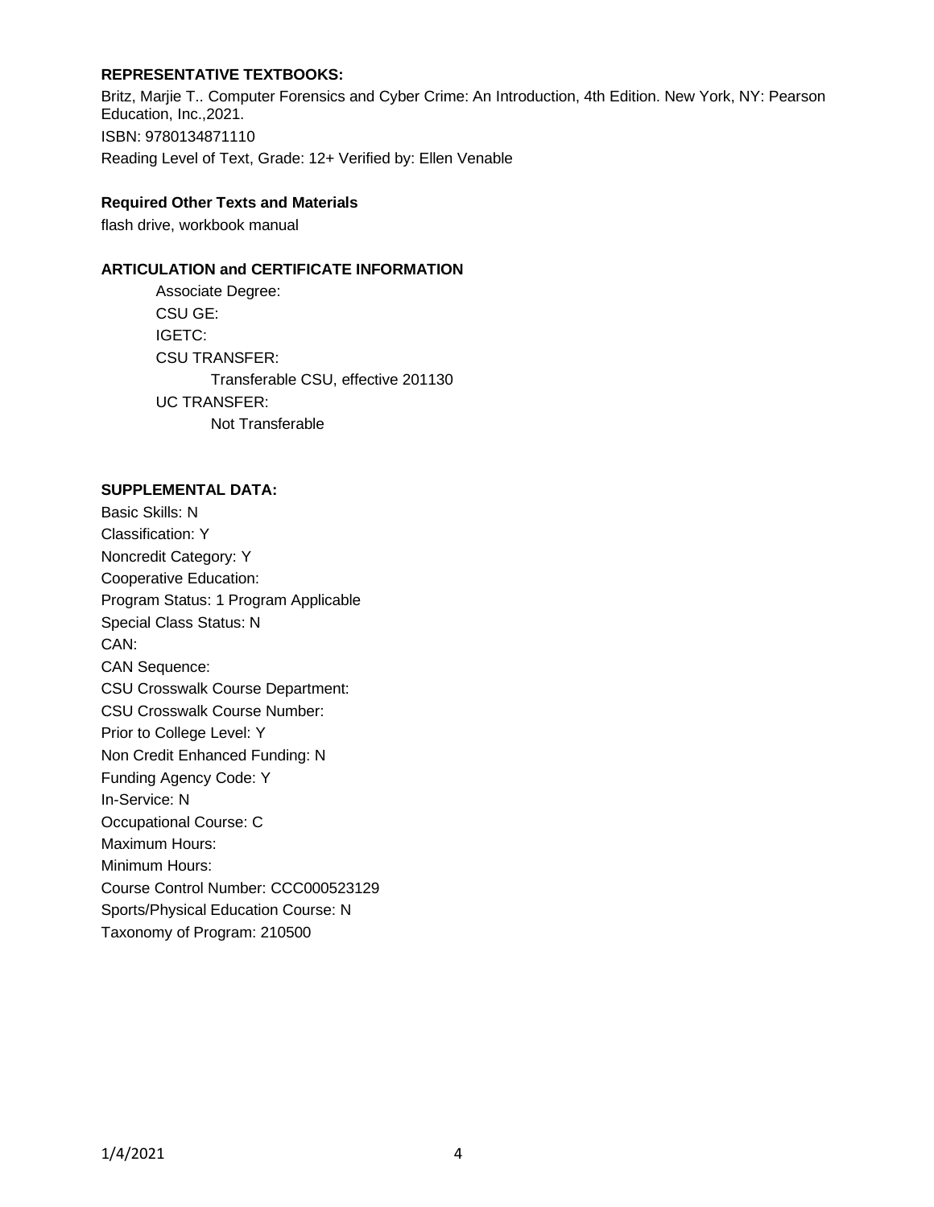**REPRESENTATIVE TEXTBOOKS:**

Britz, Marjie T.. Computer Forensics and Cyber Crime: An Introduction, 4th Edition. New York, NY: Pearson Education, Inc.,2021.

ISBN: 9780134871110

Reading Level of Text, Grade: 12+ Verified by: Ellen Venable

**Required Other Texts and Materials**

flash drive, workbook manual

**ARTICULATION and CERTIFICATE INFORMATION**

Associate Degree:
CSU GE:
IGETC:
CSU TRANSFER:
    Transferable CSU, effective 201130
UC TRANSFER:
    Not Transferable

**SUPPLEMENTAL DATA:**

Basic Skills: N
Classification: Y
Noncredit Category: Y
Cooperative Education:
Program Status: 1 Program Applicable
Special Class Status: N
CAN:
CAN Sequence:
CSU Crosswalk Course Department:
CSU Crosswalk Course Number:
Prior to College Level: Y
Non Credit Enhanced Funding: N
Funding Agency Code: Y
In-Service: N
Occupational Course: C
Maximum Hours:
Minimum Hours:
Course Control Number: CCC000523129
Sports/Physical Education Course: N
Taxonomy of Program: 210500